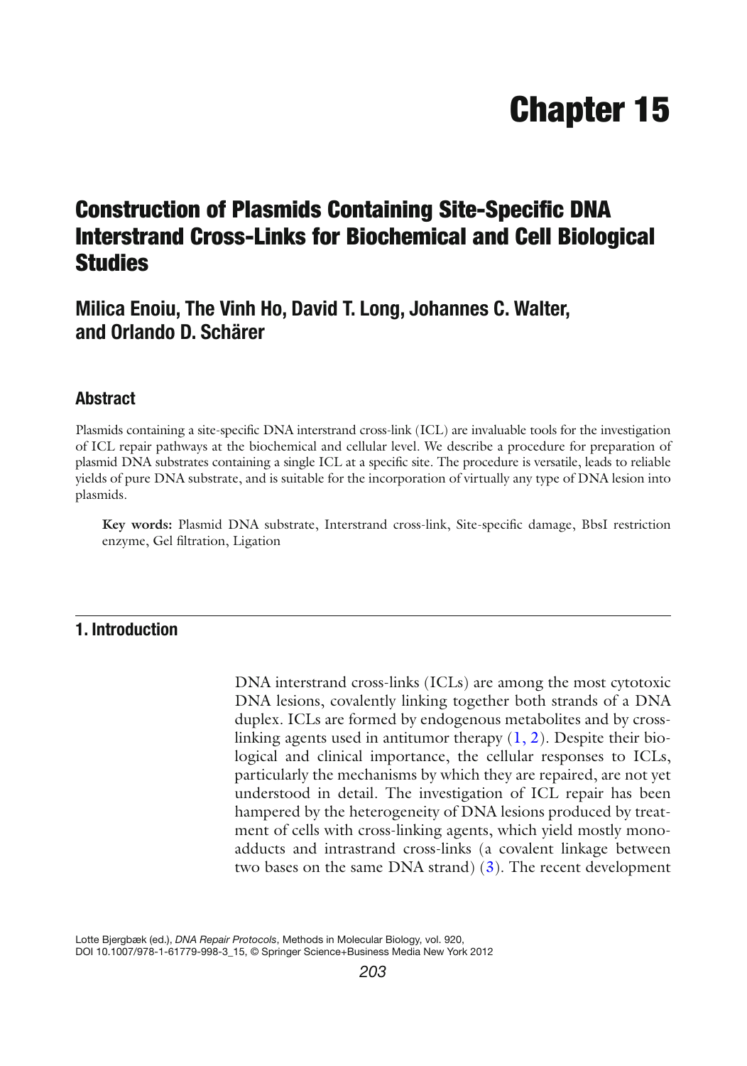# Chapter 15

## Construction of Plasmids Containing Site-Specific DNA Interstrand Cross-Links for Biochemical and Cell Biological Studies

### Milica Enoiu, The Vinh Ho, David T. Long, Johannes C. Walter, and Orlando D. Schärer

### Abstract

Plasmids containing a site-specific DNA interstrand cross-link (ICL) are invaluable tools for the investigation of ICL repair pathways at the biochemical and cellular level. We describe a procedure for preparation of plasmid DNA substrates containing a single ICL at a specific site. The procedure is versatile, leads to reliable yields of pure DNA substrate, and is suitable for the incorporation of virtually any type of DNA lesion into plasmids.

**Key words:** Plasmid DNA substrate, Interstrand cross-link, Site-specific damage, BbsI restriction enzyme, Gel filtration, Ligation

## 1. Introduction

DNA interstrand cross-links (ICLs) are among the most cytotoxic DNA lesions, covalently linking together both strands of a DNA duplex. ICLs are formed by endogenous metabolites and by cross-linking agents used in antitumor therapy (1, 2). Despite their biological and clinical importance, the cellular responses to ICLs, particularly the mechanisms by which they are repaired, are not yet understood in detail. The investigation of ICL repair has been hampered by the heterogeneity of DNA lesions produced by treatment of cells with cross-linking agents, which yield mostly mono-adducts and intrastrand cross-links (a covalent linkage between two bases on the same DNA strand) (3). The recent development

Lotte Bjergbæk (ed.), *DNA Repair Protocols*, Methods in Molecular Biology, vol. 920, DOI 10.1007/978-1-61779-998-3_15, © Springer Science+Business Media New York 2012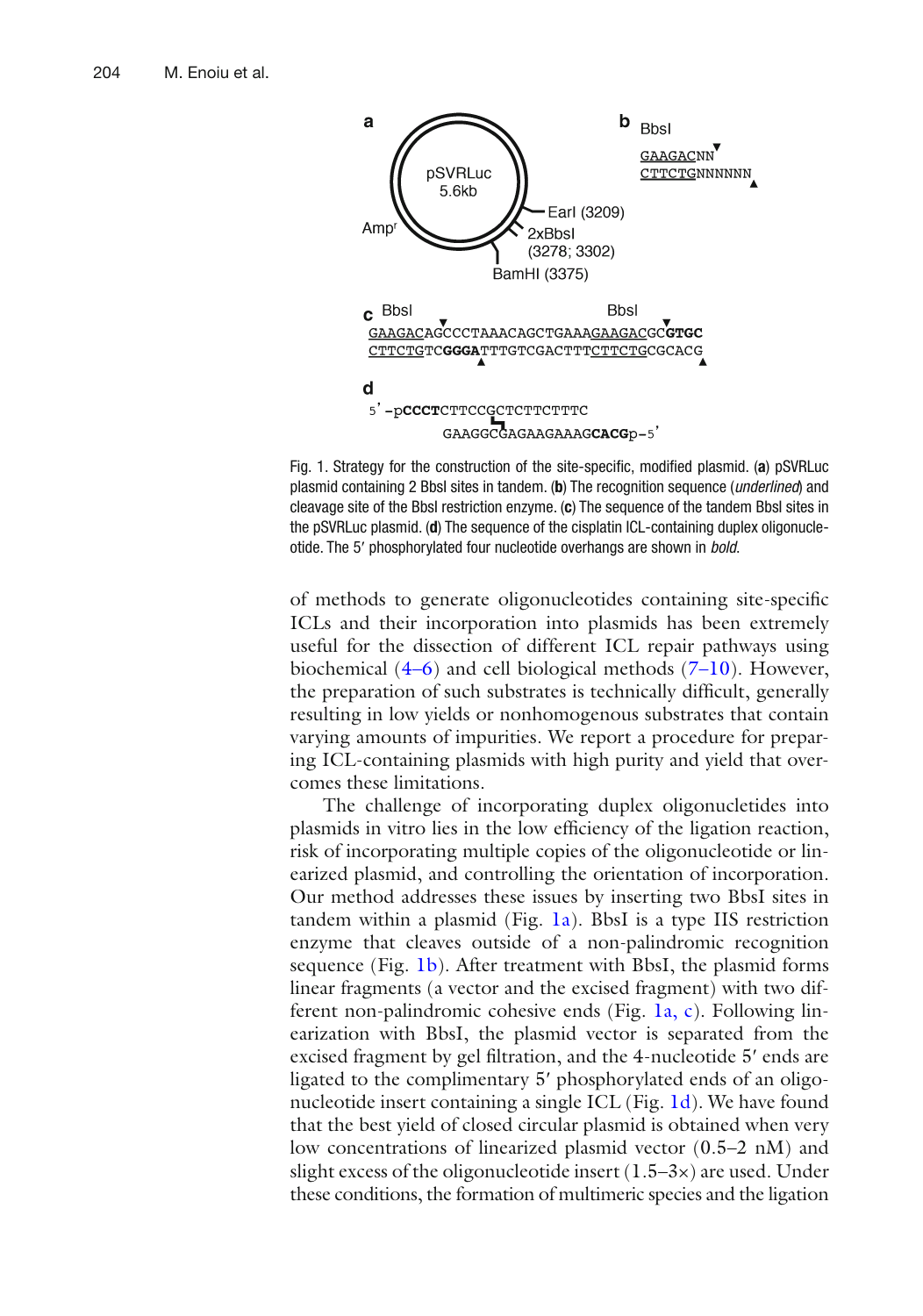Fig. 1. Strategy for the construction of the site-specific, modified plasmid. (**a**) pSVRLuc plasmid containing 2 BbsI sites in tandem. (**b**) The recognition sequence (*underlined*) and cleavage site of the BbsI restriction enzyme. (**c**) The sequence of the tandem BbsI sites in the pSVRLuc plasmid. (**d**) The sequence of the cisplatin ICL-containing duplex oligonucleotide. The 5′ phosphorylated four nucleotide overhangs are shown in *bold*.

of methods to generate oligonucleotides containing site-specific ICLs and their incorporation into plasmids has been extremely useful for the dissection of different ICL repair pathways using biochemical (4–6) and cell biological methods (7–10). However, the preparation of such substrates is technically difficult, generally resulting in low yields or nonhomogenous substrates that contain varying amounts of impurities. We report a procedure for preparing ICL-containing plasmids with high purity and yield that overcomes these limitations.

The challenge of incorporating duplex oligonucletides into plasmids in vitro lies in the low efficiency of the ligation reaction, risk of incorporating multiple copies of the oligonucleotide or linearized plasmid, and controlling the orientation of incorporation. Our method addresses these issues by inserting two BbsI sites in tandem within a plasmid (Fig. 1a). BbsI is a type IIS restriction enzyme that cleaves outside of a non-palindromic recognition sequence (Fig. 1b). After treatment with BbsI, the plasmid forms linear fragments (a vector and the excised fragment) with two different non-palindromic cohesive ends (Fig. 1a, c). Following linearization with BbsI, the plasmid vector is separated from the excised fragment by gel filtration, and the 4-nucleotide 5′ ends are ligated to the complimentary 5′ phosphorylated ends of an oligonucleotide insert containing a single ICL (Fig. 1d). We have found that the best yield of closed circular plasmid is obtained when very low concentrations of linearized plasmid vector (0.5–2 nM) and slight excess of the oligonucleotide insert (1.5–3×) are used. Under these conditions, the formation of multimeric species and the ligation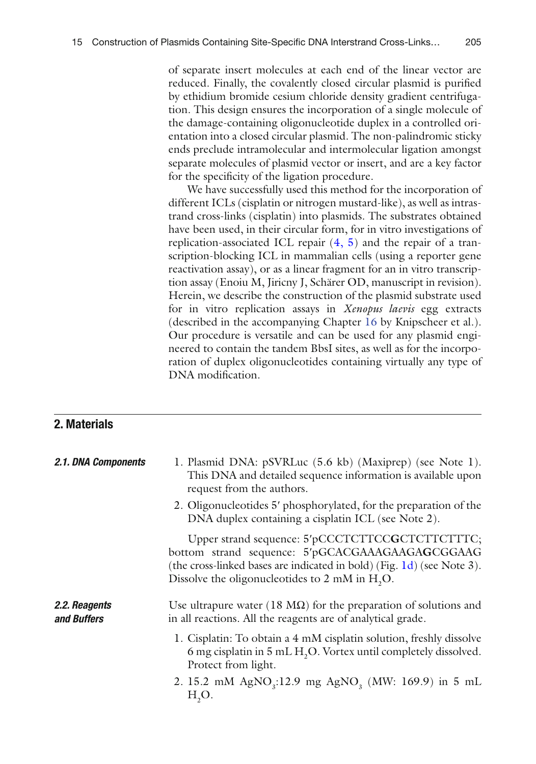of separate insert molecules at each end of the linear vector are reduced. Finally, the covalently closed circular plasmid is purified by ethidium bromide cesium chloride density gradient centrifugation. This design ensures the incorporation of a single molecule of the damage-containing oligonucleotide duplex in a controlled orientation into a closed circular plasmid. The non-palindromic sticky ends preclude intramolecular and intermolecular ligation amongst separate molecules of plasmid vector or insert, and are a key factor for the specificity of the ligation procedure.

We have successfully used this method for the incorporation of different ICLs (cisplatin or nitrogen mustard-like), as well as intrastrand cross-links (cisplatin) into plasmids. The substrates obtained have been used, in their circular form, for in vitro investigations of replication-associated ICL repair (4, 5) and the repair of a transcription-blocking ICL in mammalian cells (using a reporter gene reactivation assay), or as a linear fragment for an in vitro transcription assay (Enoiu M, Jiricny J, Schärer OD, manuscript in revision). Herein, we describe the construction of the plasmid substrate used for in vitro replication assays in *Xenopus laevis* egg extracts (described in the accompanying Chapter 16 by Knipscheer et al.). Our procedure is versatile and can be used for any plasmid engineered to contain the tandem BbsI sites, as well as for the incorporation of duplex oligonucleotides containing virtually any type of DNA modification.

## 2. Materials

### 2.1. DNA Components

1. Plasmid DNA: pSVRLuc (5.6 kb) (Maxiprep) (see Note 1). This DNA and detailed sequence information is available upon request from the authors.
2. Oligonucleotides 5′ phosphorylated, for the preparation of the DNA duplex containing a cisplatin ICL (see Note 2).

   Upper strand sequence: 5′pCCCTCTTCC**G**CTCTTCTTTC; bottom strand sequence: 5′pGCACGAAAGAAGA**G**CGGAAG (the cross-linked bases are indicated in bold) (Fig. 1d) (see Note 3). Dissolve the oligonucleotides to 2 mM in $H_2O$.

### 2.2. Reagents and Buffers

Use ultrapure water (18 MΩ) for the preparation of solutions and in all reactions. All the reagents are of analytical grade.

1. Cisplatin: To obtain a 4 mM cisplatin solution, freshly dissolve 6 mg cisplatin in 5 mL $H_2O$. Vortex until completely dissolved. Protect from light.
2. 15.2 mM $AgNO_3$:12.9 mg $AgNO_3$ (MW: 169.9) in 5 mL $H_2O$.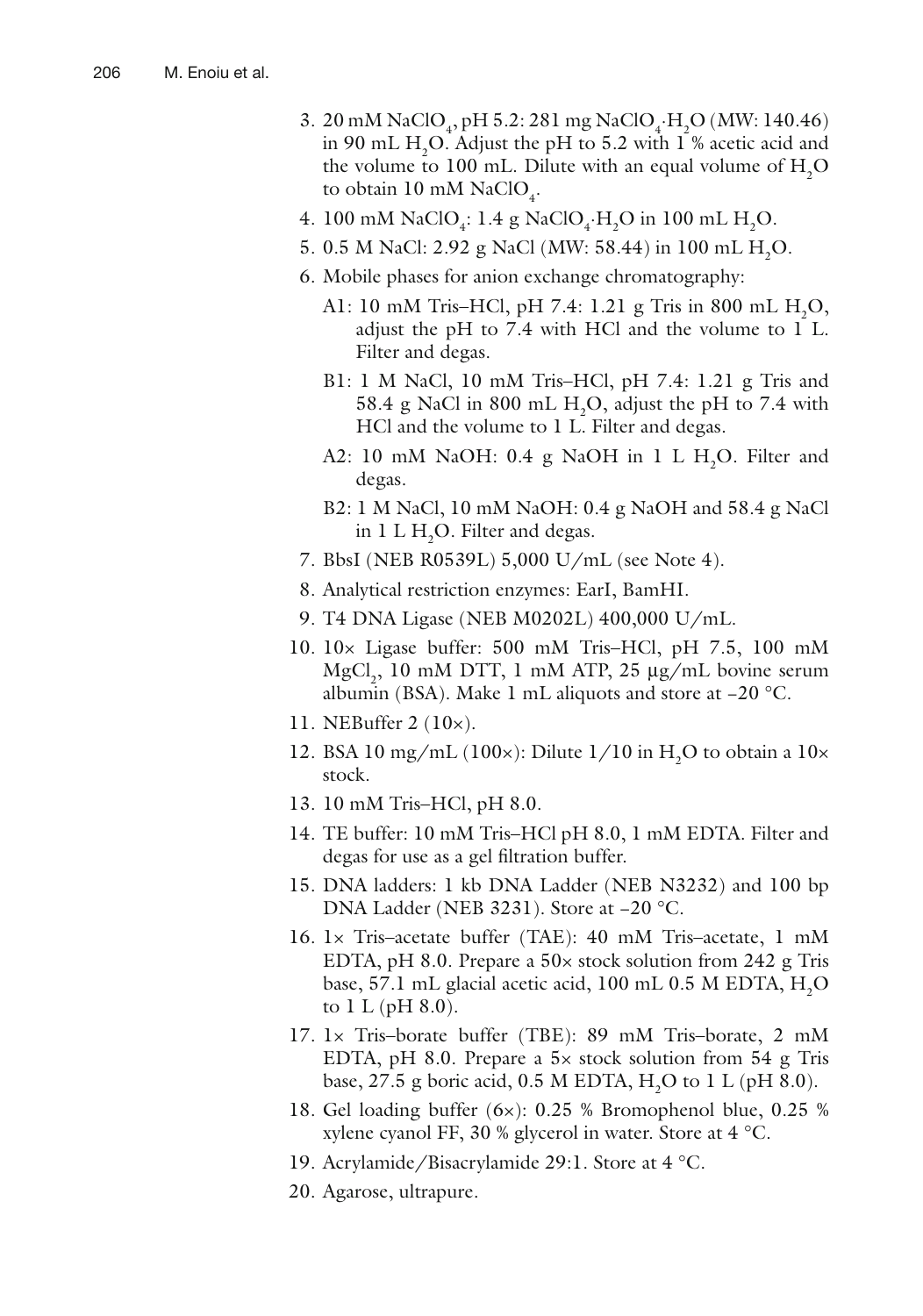3. 20 mM $NaClO_4$, pH 5.2: 281 mg $NaClO_4 \cdot H_2O$ (MW: 140.46) in 90 mL $H_2O$. Adjust the pH to 5.2 with 1 % acetic acid and the volume to 100 mL. Dilute with an equal volume of $H_2O$ to obtain 10 mM $NaClO_4$.
4. 100 mM $NaClO_4$: 1.4 g $NaClO_4 \cdot H_2O$ in 100 mL $H_2O$.
5. 0.5 M NaCl: 2.92 g NaCl (MW: 58.44) in 100 mL $H_2O$.
6. Mobile phases for anion exchange chromatography:

   A1: 10 mM Tris–HCl, pH 7.4: 1.21 g Tris in 800 mL $H_2O$, adjust the pH to 7.4 with HCl and the volume to 1 L. Filter and degas.

   B1: 1 M NaCl, 10 mM Tris–HCl, pH 7.4: 1.21 g Tris and 58.4 g NaCl in 800 mL $H_2O$, adjust the pH to 7.4 with HCl and the volume to 1 L. Filter and degas.

   A2: 10 mM NaOH: 0.4 g NaOH in 1 L $H_2O$. Filter and degas.

   B2: 1 M NaCl, 10 mM NaOH: 0.4 g NaOH and 58.4 g NaCl in 1 L $H_2O$. Filter and degas.
7. BbsI (NEB R0539L) 5,000 U/mL (see Note 4).
8. Analytical restriction enzymes: EarI, BamHI.
9. T4 DNA Ligase (NEB M0202L) 400,000 U/mL.
10. 10× Ligase buffer: 500 mM Tris–HCl, pH 7.5, 100 mM $MgCl_2$, 10 mM DTT, 1 mM ATP, 25 μg/mL bovine serum albumin (BSA). Make 1 mL aliquots and store at −20 °C.
11. NEBuffer 2 (10×).
12. BSA 10 mg/mL (100×): Dilute 1/10 in $H_2O$ to obtain a 10× stock.
13. 10 mM Tris–HCl, pH 8.0.
14. TE buffer: 10 mM Tris–HCl pH 8.0, 1 mM EDTA. Filter and degas for use as a gel filtration buffer.
15. DNA ladders: 1 kb DNA Ladder (NEB N3232) and 100 bp DNA Ladder (NEB 3231). Store at −20 °C.
16. 1× Tris–acetate buffer (TAE): 40 mM Tris–acetate, 1 mM EDTA, pH 8.0. Prepare a 50× stock solution from 242 g Tris base, 57.1 mL glacial acetic acid, 100 mL 0.5 M EDTA, $H_2O$ to 1 L (pH 8.0).
17. 1× Tris–borate buffer (TBE): 89 mM Tris–borate, 2 mM EDTA, pH 8.0. Prepare a 5× stock solution from 54 g Tris base, 27.5 g boric acid, 0.5 M EDTA, $H_2O$ to 1 L (pH 8.0).
18. Gel loading buffer (6×): 0.25 % Bromophenol blue, 0.25 % xylene cyanol FF, 30 % glycerol in water. Store at 4 °C.
19. Acrylamide/Bisacrylamide 29:1. Store at 4 °C.
20. Agarose, ultrapure.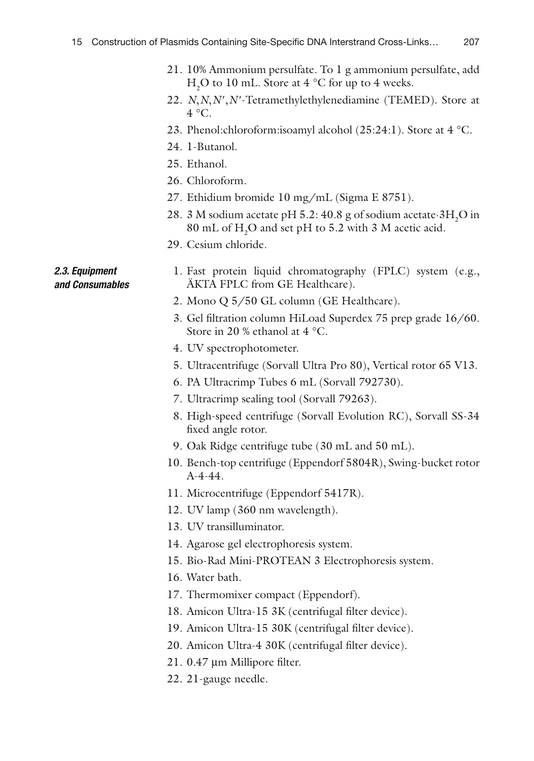21. 10% Ammonium persulfate. To 1 g ammonium persulfate, add $H_2O$ to 10 mL. Store at 4 °C for up to 4 weeks.
22. *N*,*N*,*N*′,*N*′-Tetramethylethylenediamine (TEMED). Store at 4 °C.
23. Phenol:chloroform:isoamyl alcohol (25:24:1). Store at 4 °C.
24. 1-Butanol.
25. Ethanol.
26. Chloroform.
27. Ethidium bromide 10 mg/mL (Sigma E 8751).
28. 3 M sodium acetate pH 5.2: 40.8 g of sodium acetate·$3H_2O$ in 80 mL of $H_2O$ and set pH to 5.2 with 3 M acetic acid.
29. Cesium chloride.

### 2.3. Equipment and Consumables

1. Fast protein liquid chromatography (FPLC) system (e.g., ÄKTA FPLC from GE Healthcare).
2. Mono Q 5/50 GL column (GE Healthcare).
3. Gel filtration column HiLoad Superdex 75 prep grade 16/60. Store in 20 % ethanol at 4 °C.
4. UV spectrophotometer.
5. Ultracentrifuge (Sorvall Ultra Pro 80), Vertical rotor 65 V13.
6. PA Ultracrimp Tubes 6 mL (Sorvall 792730).
7. Ultracrimp sealing tool (Sorvall 79263).
8. High-speed centrifuge (Sorvall Evolution RC), Sorvall SS-34 fixed angle rotor.
9. Oak Ridge centrifuge tube (30 mL and 50 mL).
10. Bench-top centrifuge (Eppendorf 5804R), Swing-bucket rotor A-4-44.
11. Microcentrifuge (Eppendorf 5417R).
12. UV lamp (360 nm wavelength).
13. UV transilluminator.
14. Agarose gel electrophoresis system.
15. Bio-Rad Mini-PROTEAN 3 Electrophoresis system.
16. Water bath.
17. Thermomixer compact (Eppendorf).
18. Amicon Ultra-15 3K (centrifugal filter device).
19. Amicon Ultra-15 30K (centrifugal filter device).
20. Amicon Ultra-4 30K (centrifugal filter device).
21. 0.47 μm Millipore filter.
22. 21-gauge needle.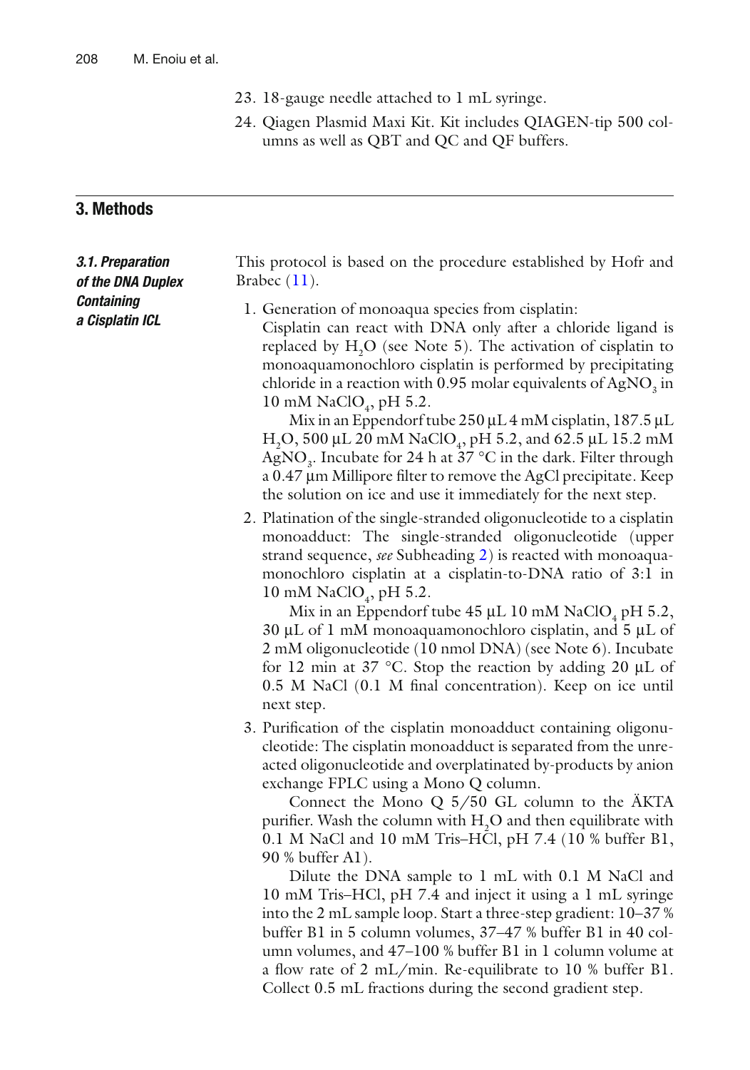23. 18-gauge needle attached to 1 mL syringe.
24. Qiagen Plasmid Maxi Kit. Kit includes QIAGEN-tip 500 columns as well as QBT and QC and QF buffers.

## 3. Methods

### *3.1. Preparation of the DNA Duplex Containing a Cisplatin ICL*

This protocol is based on the procedure established by Hofr and Brabec (11).

1. Generation of monoaqua species from cisplatin:
   Cisplatin can react with DNA only after a chloride ligand is replaced by $H_2O$ (see Note 5). The activation of cisplatin to monoaquamonochloro cisplatin is performed by precipitating chloride in a reaction with 0.95 molar equivalents of $AgNO_3$ in 10 mM $NaClO_4$, pH 5.2.

   Mix in an Eppendorf tube 250 μL 4 mM cisplatin, 187.5 μL $H_2O$, 500 μL 20 mM $NaClO_4$, pH 5.2, and 62.5 μL 15.2 mM $AgNO_3$. Incubate for 24 h at 37 °C in the dark. Filter through a 0.47 μm Millipore filter to remove the AgCl precipitate. Keep the solution on ice and use it immediately for the next step.

2. Platination of the single-stranded oligonucleotide to a cisplatin monoadduct: The single-stranded oligonucleotide (upper strand sequence, *see* Subheading 2) is reacted with monoaquamonochloro cisplatin at a cisplatin-to-DNA ratio of 3:1 in 10 mM $NaClO_4$, pH 5.2.

   Mix in an Eppendorf tube 45 μL 10 mM $NaClO_4$ pH 5.2, 30 μL of 1 mM monoaquamonochloro cisplatin, and 5 μL of 2 mM oligonucleotide (10 nmol DNA) (see Note 6). Incubate for 12 min at 37 °C. Stop the reaction by adding 20 μL of 0.5 M NaCl (0.1 M final concentration). Keep on ice until next step.

3. Purification of the cisplatin monoadduct containing oligonucleotide: The cisplatin monoadduct is separated from the unreacted oligonucleotide and overplatinated by-products by anion exchange FPLC using a Mono Q column.

   Connect the Mono Q 5/50 GL column to the ÄKTA purifier. Wash the column with $H_2O$ and then equilibrate with 0.1 M NaCl and 10 mM Tris–HCl, pH 7.4 (10 % buffer B1, 90 % buffer A1).

   Dilute the DNA sample to 1 mL with 0.1 M NaCl and 10 mM Tris–HCl, pH 7.4 and inject it using a 1 mL syringe into the 2 mL sample loop. Start a three-step gradient: 10–37 % buffer B1 in 5 column volumes, 37–47 % buffer B1 in 40 column volumes, and 47–100 % buffer B1 in 1 column volume at a flow rate of 2 mL/min. Re-equilibrate to 10 % buffer B1. Collect 0.5 mL fractions during the second gradient step.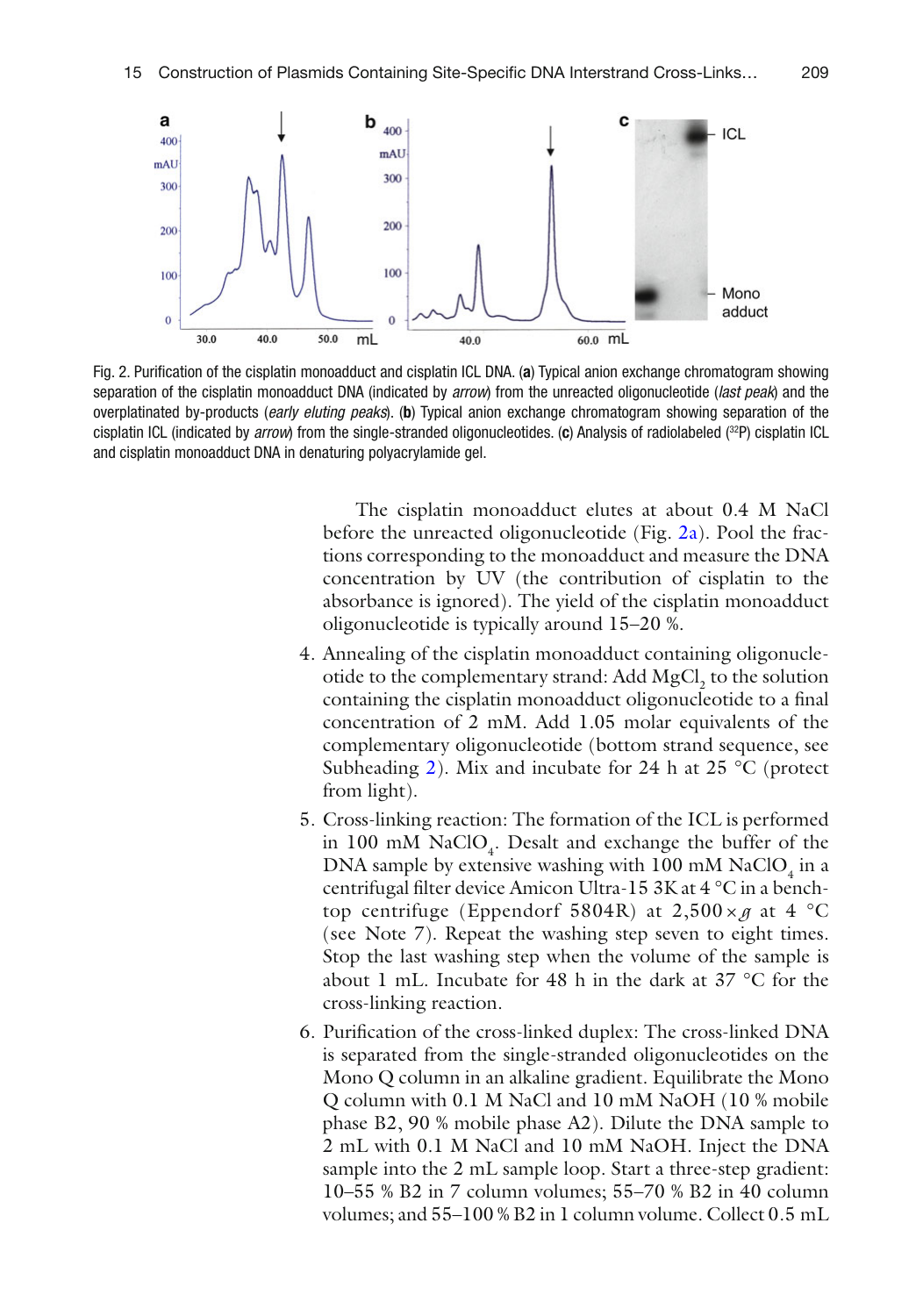Fig. 2. Purification of the cisplatin monoadduct and cisplatin ICL DNA. (**a**) Typical anion exchange chromatogram showing separation of the cisplatin monoadduct DNA (indicated by *arrow*) from the unreacted oligonucleotide (*last peak*) and the overplatinated by-products (*early eluting peaks*). (**b**) Typical anion exchange chromatogram showing separation of the cisplatin ICL (indicated by *arrow*) from the single-stranded oligonucleotides. (**c**) Analysis of radiolabeled ([32]P) cisplatin ICL and cisplatin monoadduct DNA in denaturing polyacrylamide gel.

The cisplatin monoadduct elutes at about 0.4 M NaCl before the unreacted oligonucleotide (Fig. 2a). Pool the fractions corresponding to the monoadduct and measure the DNA concentration by UV (the contribution of cisplatin to the absorbance is ignored). The yield of the cisplatin monoadduct oligonucleotide is typically around 15–20 %.

4. Annealing of the cisplatin monoadduct containing oligonucleotide to the complementary strand: Add $MgCl_2$ to the solution containing the cisplatin monoadduct oligonucleotide to a final concentration of 2 mM. Add 1.05 molar equivalents of the complementary oligonucleotide (bottom strand sequence, see Subheading 2). Mix and incubate for 24 h at 25 °C (protect from light).

5. Cross-linking reaction: The formation of the ICL is performed in 100 mM $NaClO_4$. Desalt and exchange the buffer of the DNA sample by extensive washing with 100 mM $NaClO_4$ in a centrifugal filter device Amicon Ultra-15 3K at 4 °C in a benchtop centrifuge (Eppendorf 5804R) at 2,500 × *g* at 4 °C (see Note 7). Repeat the washing step seven to eight times. Stop the last washing step when the volume of the sample is about 1 mL. Incubate for 48 h in the dark at 37 °C for the cross-linking reaction.

6. Purification of the cross-linked duplex: The cross-linked DNA is separated from the single-stranded oligonucleotides on the Mono Q column in an alkaline gradient. Equilibrate the Mono Q column with 0.1 M NaCl and 10 mM NaOH (10 % mobile phase B2, 90 % mobile phase A2). Dilute the DNA sample to 2 mL with 0.1 M NaCl and 10 mM NaOH. Inject the DNA sample into the 2 mL sample loop. Start a three-step gradient: 10–55 % B2 in 7 column volumes; 55–70 % B2 in 40 column volumes; and 55–100 % B2 in 1 column volume. Collect 0.5 mL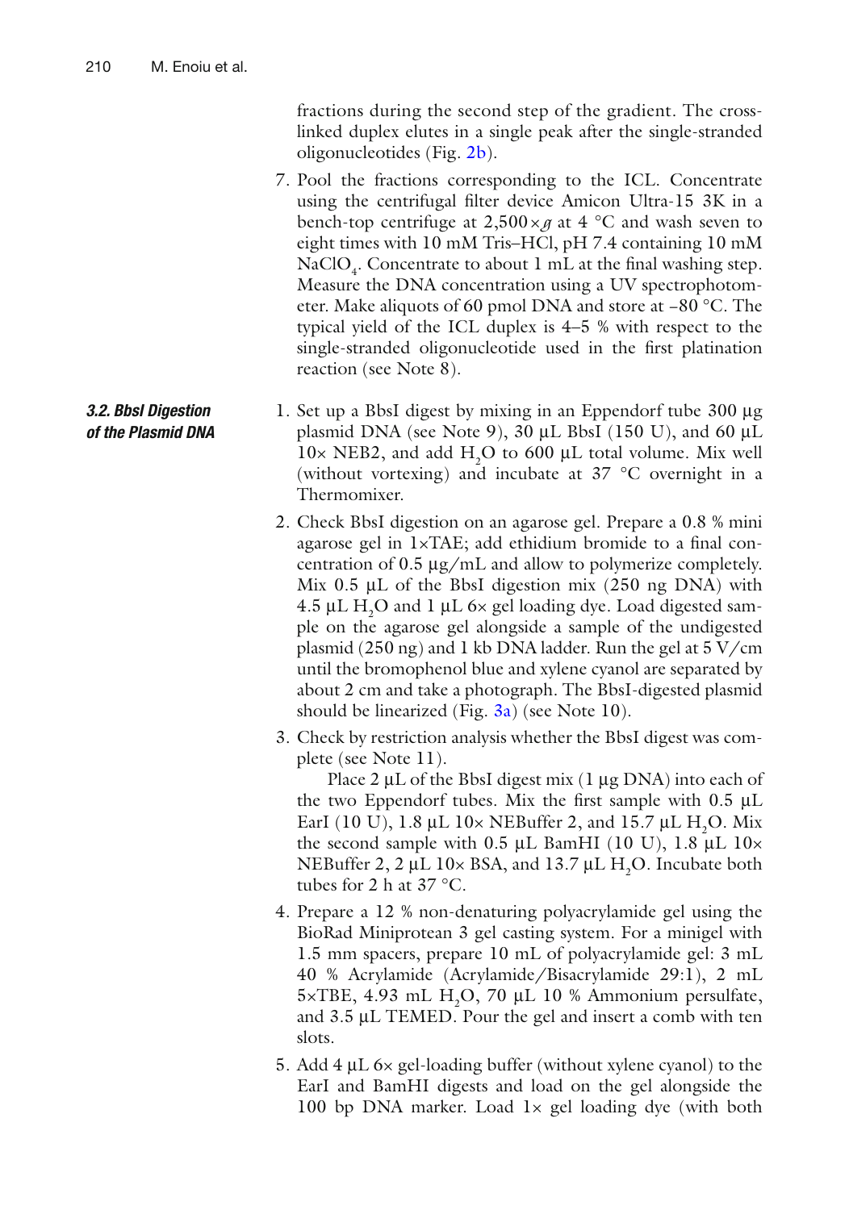fractions during the second step of the gradient. The cross-linked duplex elutes in a single peak after the single-stranded oligonucleotides (Fig. 2b).

7. Pool the fractions corresponding to the ICL. Concentrate using the centrifugal filter device Amicon Ultra-15 3K in a bench-top centrifuge at 2,500 × *g* at 4 °C and wash seven to eight times with 10 mM Tris–HCl, pH 7.4 containing 10 mM $NaClO_4$. Concentrate to about 1 mL at the final washing step. Measure the DNA concentration using a UV spectrophotometer. Make aliquots of 60 pmol DNA and store at −80 °C. The typical yield of the ICL duplex is 4–5 % with respect to the single-stranded oligonucleotide used in the first platination reaction (see Note 8).

### 3.2. BbsI Digestion of the Plasmid DNA

1. Set up a BbsI digest by mixing in an Eppendorf tube 300 μg plasmid DNA (see Note 9), 30 μL BbsI (150 U), and 60 μL 10× NEB2, and add $H_2O$ to 600 μL total volume. Mix well (without vortexing) and incubate at 37 °C overnight in a Thermomixer.
2. Check BbsI digestion on an agarose gel. Prepare a 0.8 % mini agarose gel in 1×TAE; add ethidium bromide to a final concentration of 0.5 μg/mL and allow to polymerize completely. Mix 0.5 μL of the BbsI digestion mix (250 ng DNA) with 4.5 μL $H_2O$ and 1 μL 6× gel loading dye. Load digested sample on the agarose gel alongside a sample of the undigested plasmid (250 ng) and 1 kb DNA ladder. Run the gel at 5 V/cm until the bromophenol blue and xylene cyanol are separated by about 2 cm and take a photograph. The BbsI-digested plasmid should be linearized (Fig. 3a) (see Note 10).
3. Check by restriction analysis whether the BbsI digest was complete (see Note 11).

   Place 2 μL of the BbsI digest mix (1 μg DNA) into each of the two Eppendorf tubes. Mix the first sample with 0.5 μL EarI (10 U), 1.8 μL 10× NEBuffer 2, and 15.7 μL $H_2O$. Mix the second sample with 0.5 μL BamHI (10 U), 1.8 μL 10× NEBuffer 2, 2 μL 10× BSA, and 13.7 μL $H_2O$. Incubate both tubes for 2 h at 37 °C.
4. Prepare a 12 % non-denaturing polyacrylamide gel using the BioRad Miniprotean 3 gel casting system. For a minigel with 1.5 mm spacers, prepare 10 mL of polyacrylamide gel: 3 mL 40 % Acrylamide (Acrylamide/Bisacrylamide 29:1), 2 mL 5×TBE, 4.93 mL $H_2O$, 70 μL 10 % Ammonium persulfate, and 3.5 μL TEMED. Pour the gel and insert a comb with ten slots.
5. Add 4 μL 6× gel-loading buffer (without xylene cyanol) to the EarI and BamHI digests and load on the gel alongside the 100 bp DNA marker. Load 1× gel loading dye (with both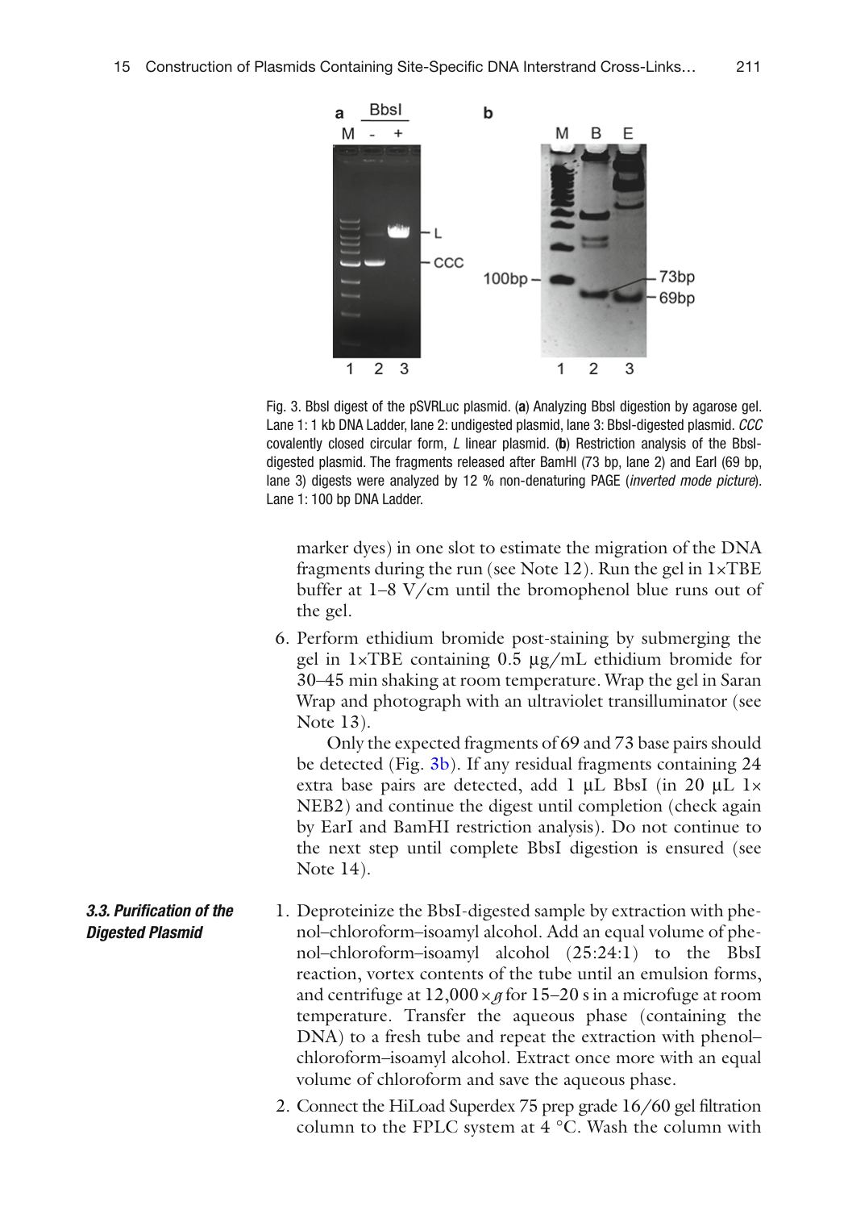Fig. 3. BbsI digest of the pSVRLuc plasmid. (**a**) Analyzing BbsI digestion by agarose gel. Lane 1: 1 kb DNA Ladder, lane 2: undigested plasmid, lane 3: BbsI-digested plasmid. *CCC* covalently closed circular form, *L* linear plasmid. (**b**) Restriction analysis of the BbsI-digested plasmid. The fragments released after BamHI (73 bp, lane 2) and EarI (69 bp, lane 3) digests were analyzed by 12 % non-denaturing PAGE (*inverted mode picture*). Lane 1: 100 bp DNA Ladder.

marker dyes) in one slot to estimate the migration of the DNA fragments during the run (see Note 12). Run the gel in 1×TBE buffer at 1–8 V/cm until the bromophenol blue runs out of the gel.

6. Perform ethidium bromide post-staining by submerging the gel in 1×TBE containing 0.5 μg/mL ethidium bromide for 30–45 min shaking at room temperature. Wrap the gel in Saran Wrap and photograph with an ultraviolet transilluminator (see Note 13).

   Only the expected fragments of 69 and 73 base pairs should be detected (Fig. 3b). If any residual fragments containing 24 extra base pairs are detected, add 1 μL BbsI (in 20 μL 1× NEB2) and continue the digest until completion (check again by EarI and BamHI restriction analysis). Do not continue to the next step until complete BbsI digestion is ensured (see Note 14).

#### *3.3. Purification of the Digested Plasmid*

1. Deproteinize the BbsI-digested sample by extraction with phenol–chloroform–isoamyl alcohol. Add an equal volume of phenol–chloroform–isoamyl alcohol (25:24:1) to the BbsI reaction, vortex contents of the tube until an emulsion forms, and centrifuge at 12,000 × *g* for 15–20 s in a microfuge at room temperature. Transfer the aqueous phase (containing the DNA) to a fresh tube and repeat the extraction with phenol–chloroform–isoamyl alcohol. Extract once more with an equal volume of chloroform and save the aqueous phase.
2. Connect the HiLoad Superdex 75 prep grade 16/60 gel filtration column to the FPLC system at 4 °C. Wash the column with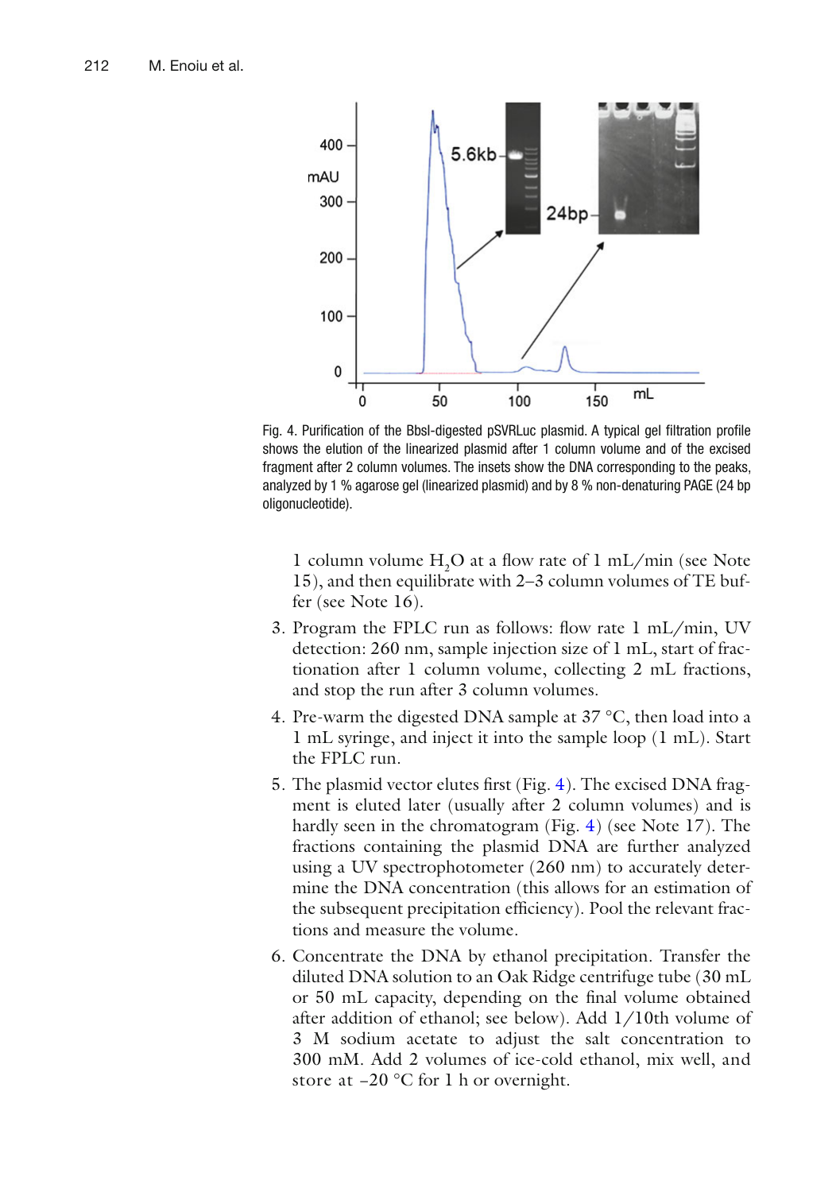Fig. 4. Purification of the BbsI-digested pSVRLuc plasmid. A typical gel filtration profile shows the elution of the linearized plasmid after 1 column volume and of the excised fragment after 2 column volumes. The insets show the DNA corresponding to the peaks, analyzed by 1 % agarose gel (linearized plasmid) and by 8 % non-denaturing PAGE (24 bp oligonucleotide).

1 column volume $H_2O$ at a flow rate of 1 mL/min (see Note 15), and then equilibrate with 2–3 column volumes of TE buffer (see Note 16).

3. Program the FPLC run as follows: flow rate 1 mL/min, UV detection: 260 nm, sample injection size of 1 mL, start of fractionation after 1 column volume, collecting 2 mL fractions, and stop the run after 3 column volumes.
4. Pre-warm the digested DNA sample at 37 °C, then load into a 1 mL syringe, and inject it into the sample loop (1 mL). Start the FPLC run.
5. The plasmid vector elutes first (Fig. 4). The excised DNA fragment is eluted later (usually after 2 column volumes) and is hardly seen in the chromatogram (Fig. 4) (see Note 17). The fractions containing the plasmid DNA are further analyzed using a UV spectrophotometer (260 nm) to accurately determine the DNA concentration (this allows for an estimation of the subsequent precipitation efficiency). Pool the relevant fractions and measure the volume.
6. Concentrate the DNA by ethanol precipitation. Transfer the diluted DNA solution to an Oak Ridge centrifuge tube (30 mL or 50 mL capacity, depending on the final volume obtained after addition of ethanol; see below). Add 1/10th volume of 3 M sodium acetate to adjust the salt concentration to 300 mM. Add 2 volumes of ice-cold ethanol, mix well, and store at −20 °C for 1 h or overnight.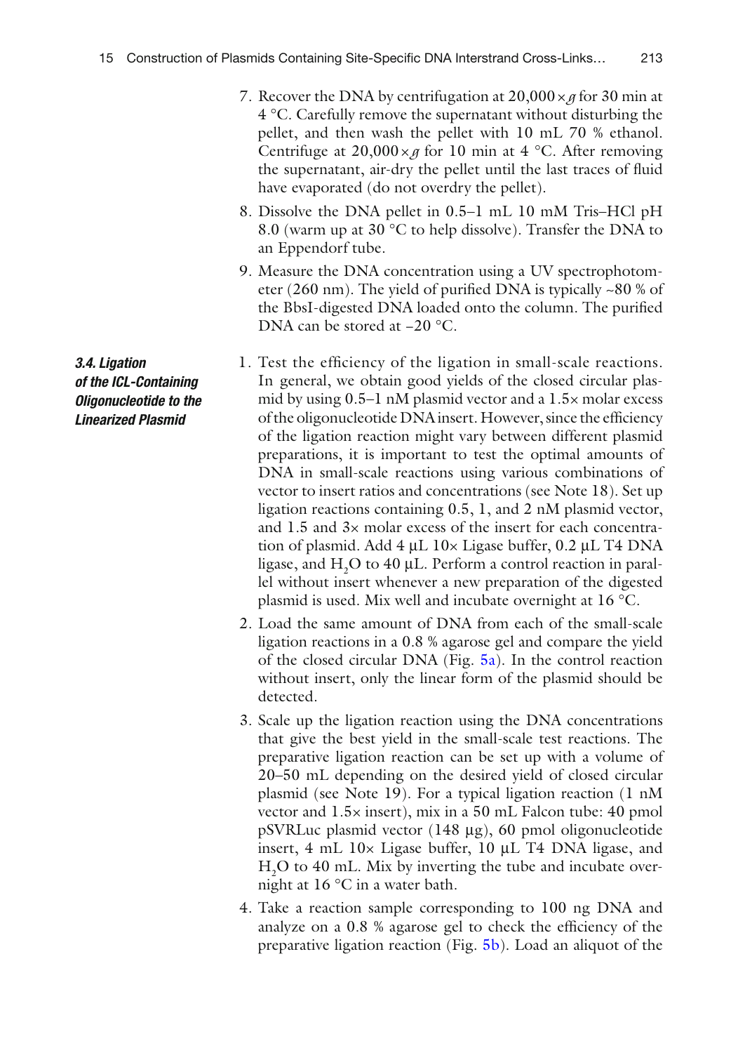7. Recover the DNA by centrifugation at 20,000 × *g* for 30 min at 4 °C. Carefully remove the supernatant without disturbing the pellet, and then wash the pellet with 10 mL 70 % ethanol. Centrifuge at 20,000 × *g* for 10 min at 4 °C. After removing the supernatant, air-dry the pellet until the last traces of fluid have evaporated (do not overdry the pellet).
8. Dissolve the DNA pellet in 0.5–1 mL 10 mM Tris–HCl pH 8.0 (warm up at 30 °C to help dissolve). Transfer the DNA to an Eppendorf tube.
9. Measure the DNA concentration using a UV spectrophotometer (260 nm). The yield of purified DNA is typically ~80 % of the BbsI-digested DNA loaded onto the column. The purified DNA can be stored at −20 °C.

### 3.4. Ligation of the ICL-Containing Oligonucleotide to the Linearized Plasmid

1. Test the efficiency of the ligation in small-scale reactions. In general, we obtain good yields of the closed circular plasmid by using 0.5–1 nM plasmid vector and a 1.5× molar excess of the oligonucleotide DNA insert. However, since the efficiency of the ligation reaction might vary between different plasmid preparations, it is important to test the optimal amounts of DNA in small-scale reactions using various combinations of vector to insert ratios and concentrations (see Note 18). Set up ligation reactions containing 0.5, 1, and 2 nM plasmid vector, and 1.5 and 3× molar excess of the insert for each concentration of plasmid. Add 4 μL 10× Ligase buffer, 0.2 μL T4 DNA ligase, and $H_2O$ to 40 μL. Perform a control reaction in parallel without insert whenever a new preparation of the digested plasmid is used. Mix well and incubate overnight at 16 °C.
2. Load the same amount of DNA from each of the small-scale ligation reactions in a 0.8 % agarose gel and compare the yield of the closed circular DNA (Fig. 5a). In the control reaction without insert, only the linear form of the plasmid should be detected.
3. Scale up the ligation reaction using the DNA concentrations that give the best yield in the small-scale test reactions. The preparative ligation reaction can be set up with a volume of 20–50 mL depending on the desired yield of closed circular plasmid (see Note 19). For a typical ligation reaction (1 nM vector and 1.5× insert), mix in a 50 mL Falcon tube: 40 pmol pSVRLuc plasmid vector (148 μg), 60 pmol oligonucleotide insert, 4 mL 10× Ligase buffer, 10 μL T4 DNA ligase, and $H_2O$ to 40 mL. Mix by inverting the tube and incubate overnight at 16 °C in a water bath.
4. Take a reaction sample corresponding to 100 ng DNA and analyze on a 0.8 % agarose gel to check the efficiency of the preparative ligation reaction (Fig. 5b). Load an aliquot of the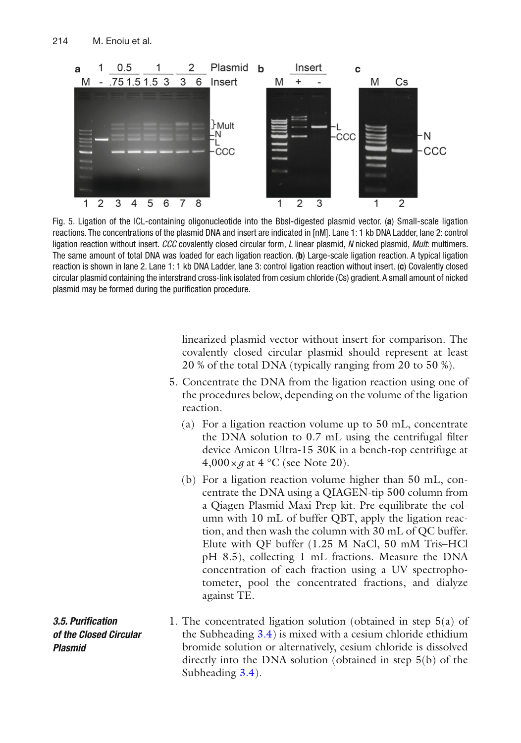Fig. 5. Ligation of the ICL-containing oligonucleotide into the BbsI-digested plasmid vector. (**a**) Small-scale ligation reactions. The concentrations of the plasmid DNA and insert are indicated in [nM]. Lane 1: 1 kb DNA Ladder, lane 2: control ligation reaction without insert. *CCC* covalently closed circular form, *L* linear plasmid, *N* nicked plasmid, *Mult*: multimers. The same amount of total DNA was loaded for each ligation reaction. (**b**) Large-scale ligation reaction. A typical ligation reaction is shown in lane 2. Lane 1: 1 kb DNA Ladder, lane 3: control ligation reaction without insert. (**c**) Covalently closed circular plasmid containing the interstrand cross-link isolated from cesium chloride (Cs) gradient. A small amount of nicked plasmid may be formed during the purification procedure.

linearized plasmid vector without insert for comparison. The covalently closed circular plasmid should represent at least 20 % of the total DNA (typically ranging from 20 to 50 %).

5. Concentrate the DNA from the ligation reaction using one of the procedures below, depending on the volume of the ligation reaction.
   (a) For a ligation reaction volume up to 50 mL, concentrate the DNA solution to 0.7 mL using the centrifugal filter device Amicon Ultra-15 30K in a bench-top centrifuge at $4{,}000 \times g$ at 4 °C (see Note 20).
   (b) For a ligation reaction volume higher than 50 mL, concentrate the DNA using a QIAGEN-tip 500 column from a Qiagen Plasmid Maxi Prep kit. Pre-equilibrate the column with 10 mL of buffer QBT, apply the ligation reaction, and then wash the column with 30 mL of QC buffer. Elute with QF buffer (1.25 M NaCl, 50 mM Tris–HCl pH 8.5), collecting 1 mL fractions. Measure the DNA concentration of each fraction using a UV spectrophotometer, pool the concentrated fractions, and dialyze against TE.

### 3.5. Purification of the Closed Circular Plasmid

1. The concentrated ligation solution (obtained in step 5(a) of the Subheading 3.4) is mixed with a cesium chloride ethidium bromide solution or alternatively, cesium chloride is dissolved directly into the DNA solution (obtained in step 5(b) of the Subheading 3.4).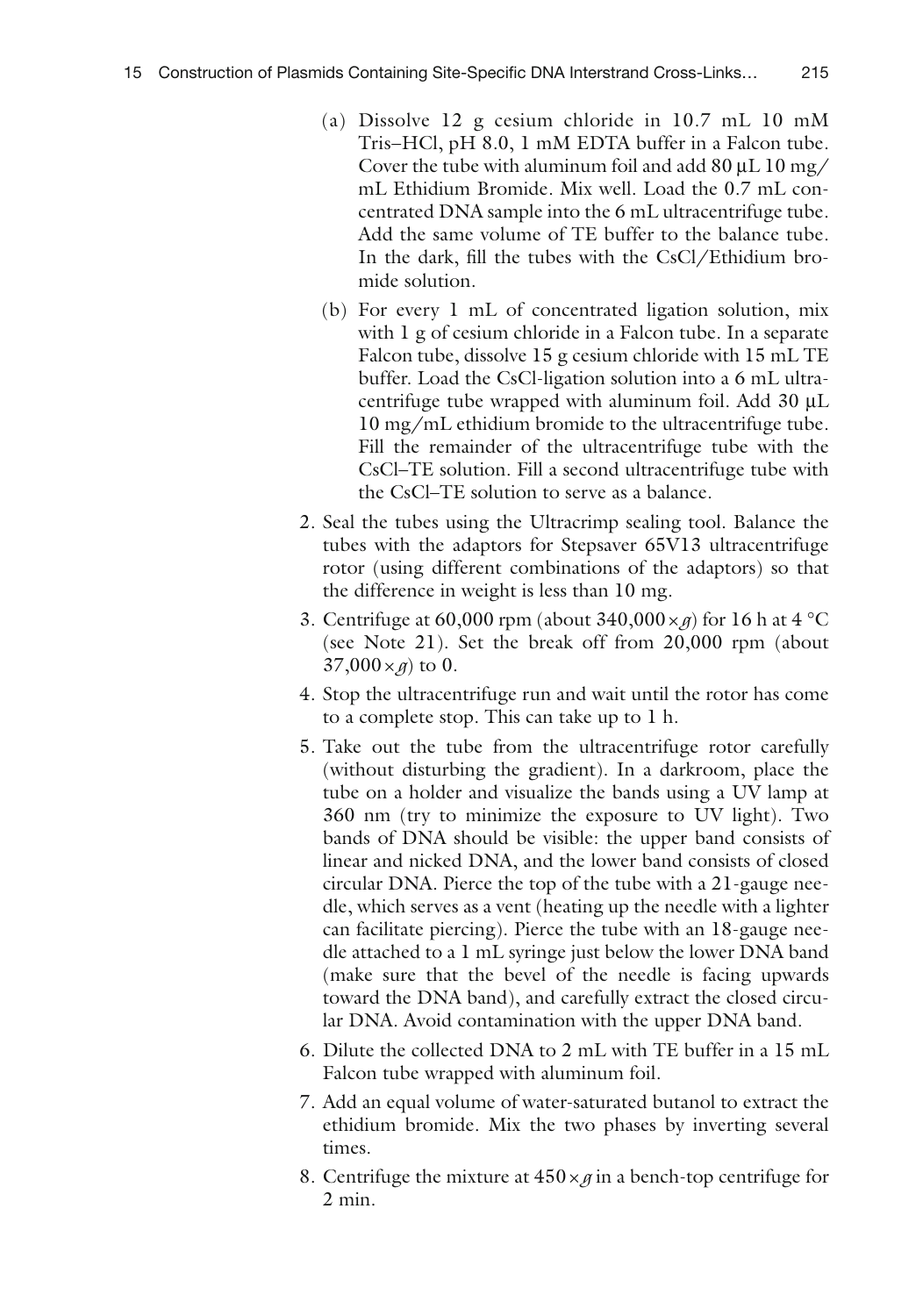(a) Dissolve 12 g cesium chloride in 10.7 mL 10 mM Tris–HCl, pH 8.0, 1 mM EDTA buffer in a Falcon tube. Cover the tube with aluminum foil and add 80 μL 10 mg/mL Ethidium Bromide. Mix well. Load the 0.7 mL concentrated DNA sample into the 6 mL ultracentrifuge tube. Add the same volume of TE buffer to the balance tube. In the dark, fill the tubes with the CsCl/Ethidium bromide solution.

(b) For every 1 mL of concentrated ligation solution, mix with 1 g of cesium chloride in a Falcon tube. In a separate Falcon tube, dissolve 15 g cesium chloride with 15 mL TE buffer. Load the CsCl-ligation solution into a 6 mL ultracentrifuge tube wrapped with aluminum foil. Add 30 μL 10 mg/mL ethidium bromide to the ultracentrifuge tube. Fill the remainder of the ultracentrifuge tube with the CsCl–TE solution. Fill a second ultracentrifuge tube with the CsCl–TE solution to serve as a balance.

2. Seal the tubes using the Ultracrimp sealing tool. Balance the tubes with the adaptors for Stepsaver 65V13 ultracentrifuge rotor (using different combinations of the adaptors) so that the difference in weight is less than 10 mg.

3. Centrifuge at 60,000 rpm (about $340,000 \times g$) for 16 h at 4 °C (see Note 21). Set the break off from 20,000 rpm (about $37,000 \times g$) to 0.

4. Stop the ultracentrifuge run and wait until the rotor has come to a complete stop. This can take up to 1 h.

5. Take out the tube from the ultracentrifuge rotor carefully (without disturbing the gradient). In a darkroom, place the tube on a holder and visualize the bands using a UV lamp at 360 nm (try to minimize the exposure to UV light). Two bands of DNA should be visible: the upper band consists of linear and nicked DNA, and the lower band consists of closed circular DNA. Pierce the top of the tube with a 21-gauge needle, which serves as a vent (heating up the needle with a lighter can facilitate piercing). Pierce the tube with an 18-gauge needle attached to a 1 mL syringe just below the lower DNA band (make sure that the bevel of the needle is facing upwards toward the DNA band), and carefully extract the closed circular DNA. Avoid contamination with the upper DNA band.

6. Dilute the collected DNA to 2 mL with TE buffer in a 15 mL Falcon tube wrapped with aluminum foil.

7. Add an equal volume of water-saturated butanol to extract the ethidium bromide. Mix the two phases by inverting several times.

8. Centrifuge the mixture at $450 \times g$ in a bench-top centrifuge for 2 min.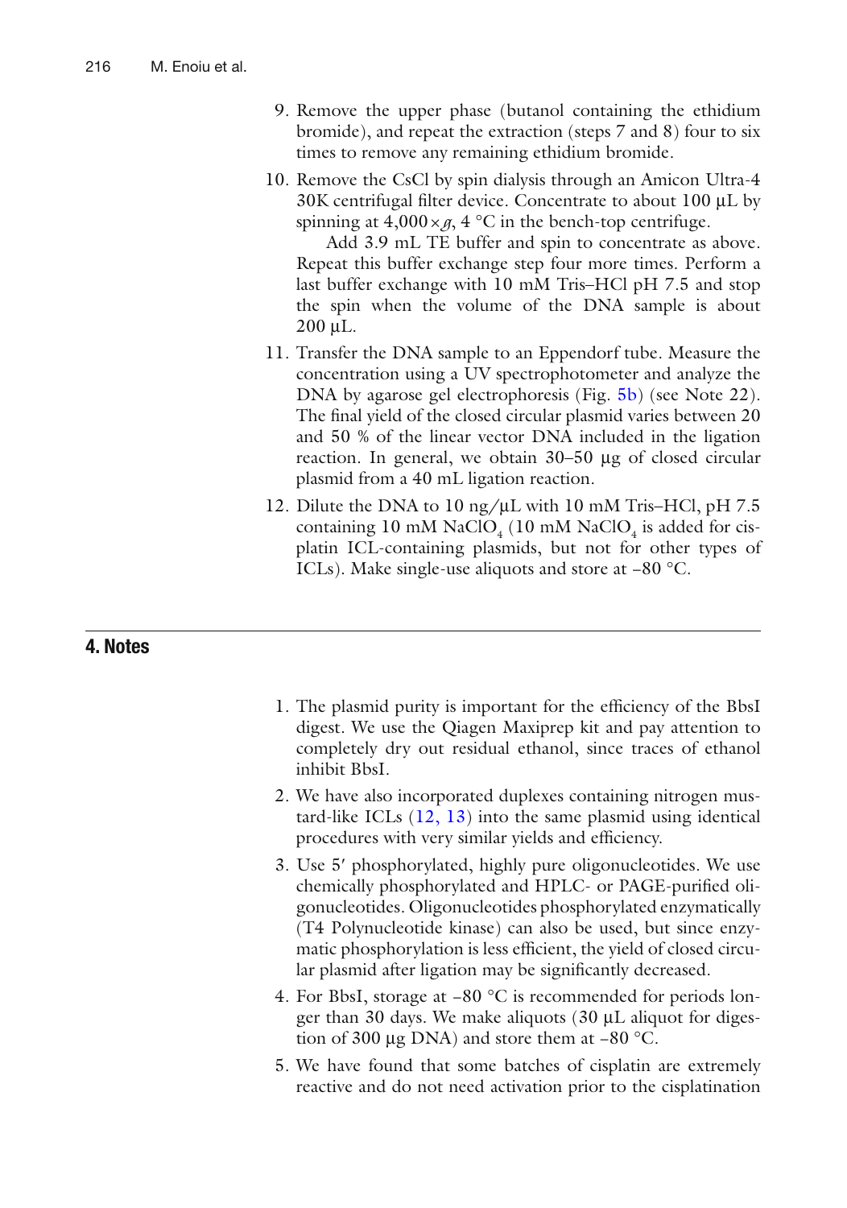9. Remove the upper phase (butanol containing the ethidium bromide), and repeat the extraction (steps 7 and 8) four to six times to remove any remaining ethidium bromide.
10. Remove the CsCl by spin dialysis through an Amicon Ultra-4 30K centrifugal filter device. Concentrate to about 100 μL by spinning at 4,000 × *g*, 4 °C in the bench-top centrifuge.

    Add 3.9 mL TE buffer and spin to concentrate as above. Repeat this buffer exchange step four more times. Perform a last buffer exchange with 10 mM Tris–HCl pH 7.5 and stop the spin when the volume of the DNA sample is about 200 μL.
11. Transfer the DNA sample to an Eppendorf tube. Measure the concentration using a UV spectrophotometer and analyze the DNA by agarose gel electrophoresis (Fig. 5b) (see Note 22). The final yield of the closed circular plasmid varies between 20 and 50 % of the linear vector DNA included in the ligation reaction. In general, we obtain 30–50 μg of closed circular plasmid from a 40 mL ligation reaction.
12. Dilute the DNA to 10 ng/μL with 10 mM Tris–HCl, pH 7.5 containing 10 mM $NaClO_4$ (10 mM $NaClO_4$ is added for cisplatin ICL-containing plasmids, but not for other types of ICLs). Make single-use aliquots and store at −80 °C.

## 4. Notes

1. The plasmid purity is important for the efficiency of the BbsI digest. We use the Qiagen Maxiprep kit and pay attention to completely dry out residual ethanol, since traces of ethanol inhibit BbsI.
2. We have also incorporated duplexes containing nitrogen mustard-like ICLs (12, 13) into the same plasmid using identical procedures with very similar yields and efficiency.
3. Use 5′ phosphorylated, highly pure oligonucleotides. We use chemically phosphorylated and HPLC- or PAGE-purified oligonucleotides. Oligonucleotides phosphorylated enzymatically (T4 Polynucleotide kinase) can also be used, but since enzymatic phosphorylation is less efficient, the yield of closed circular plasmid after ligation may be significantly decreased.
4. For BbsI, storage at −80 °C is recommended for periods longer than 30 days. We make aliquots (30 μL aliquot for digestion of 300 μg DNA) and store them at −80 °C.
5. We have found that some batches of cisplatin are extremely reactive and do not need activation prior to the cisplatination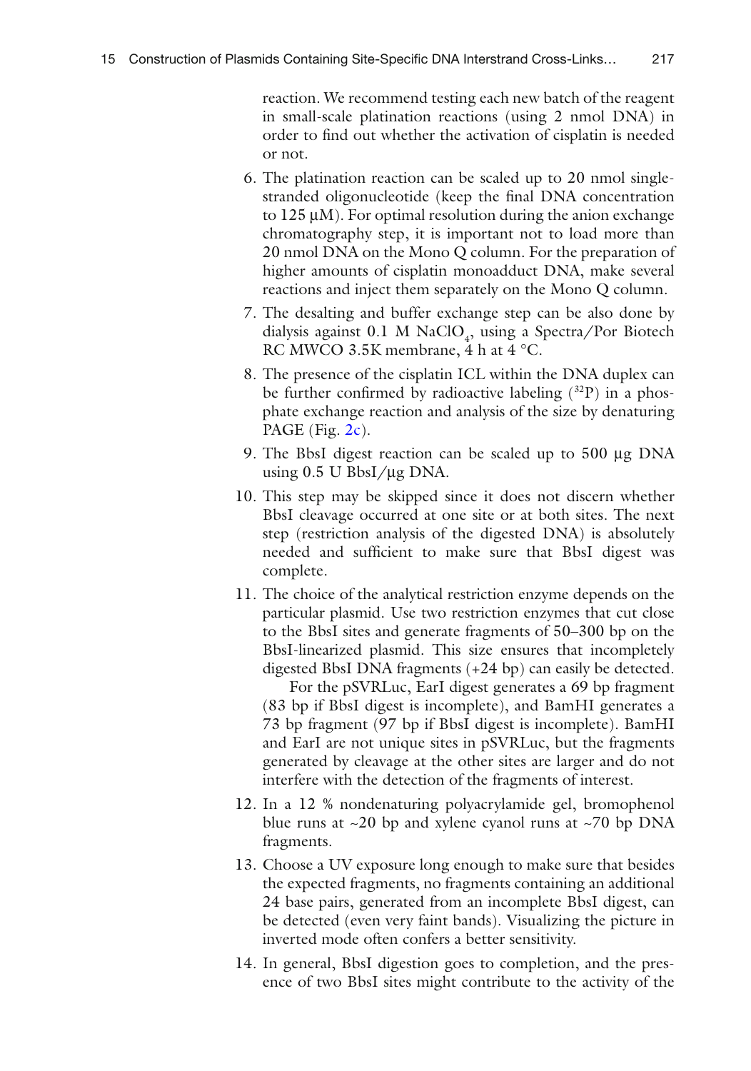reaction. We recommend testing each new batch of the reagent in small-scale platination reactions (using 2 nmol DNA) in order to find out whether the activation of cisplatin is needed or not.

6. The platination reaction can be scaled up to 20 nmol single-stranded oligonucleotide (keep the final DNA concentration to 125 μM). For optimal resolution during the anion exchange chromatography step, it is important not to load more than 20 nmol DNA on the Mono Q column. For the preparation of higher amounts of cisplatin monoadduct DNA, make several reactions and inject them separately on the Mono Q column.

7. The desalting and buffer exchange step can be also done by dialysis against 0.1 M $NaClO_4$, using a Spectra/Por Biotech RC MWCO 3.5K membrane, 4 h at 4 °C.

8. The presence of the cisplatin ICL within the DNA duplex can be further confirmed by radioactive labeling ($^{32}P$) in a phosphate exchange reaction and analysis of the size by denaturing PAGE (Fig. 2c).

9. The BbsI digest reaction can be scaled up to 500 μg DNA using 0.5 U BbsI/μg DNA.

10. This step may be skipped since it does not discern whether BbsI cleavage occurred at one site or at both sites. The next step (restriction analysis of the digested DNA) is absolutely needed and sufficient to make sure that BbsI digest was complete.

11. The choice of the analytical restriction enzyme depends on the particular plasmid. Use two restriction enzymes that cut close to the BbsI sites and generate fragments of 50–300 bp on the BbsI-linearized plasmid. This size ensures that incompletely digested BbsI DNA fragments (+24 bp) can easily be detected.

    For the pSVRLuc, EarI digest generates a 69 bp fragment (83 bp if BbsI digest is incomplete), and BamHI generates a 73 bp fragment (97 bp if BbsI digest is incomplete). BamHI and EarI are not unique sites in pSVRLuc, but the fragments generated by cleavage at the other sites are larger and do not interfere with the detection of the fragments of interest.

12. In a 12 % nondenaturing polyacrylamide gel, bromophenol blue runs at ~20 bp and xylene cyanol runs at ~70 bp DNA fragments.

13. Choose a UV exposure long enough to make sure that besides the expected fragments, no fragments containing an additional 24 base pairs, generated from an incomplete BbsI digest, can be detected (even very faint bands). Visualizing the picture in inverted mode often confers a better sensitivity.

14. In general, BbsI digestion goes to completion, and the presence of two BbsI sites might contribute to the activity of the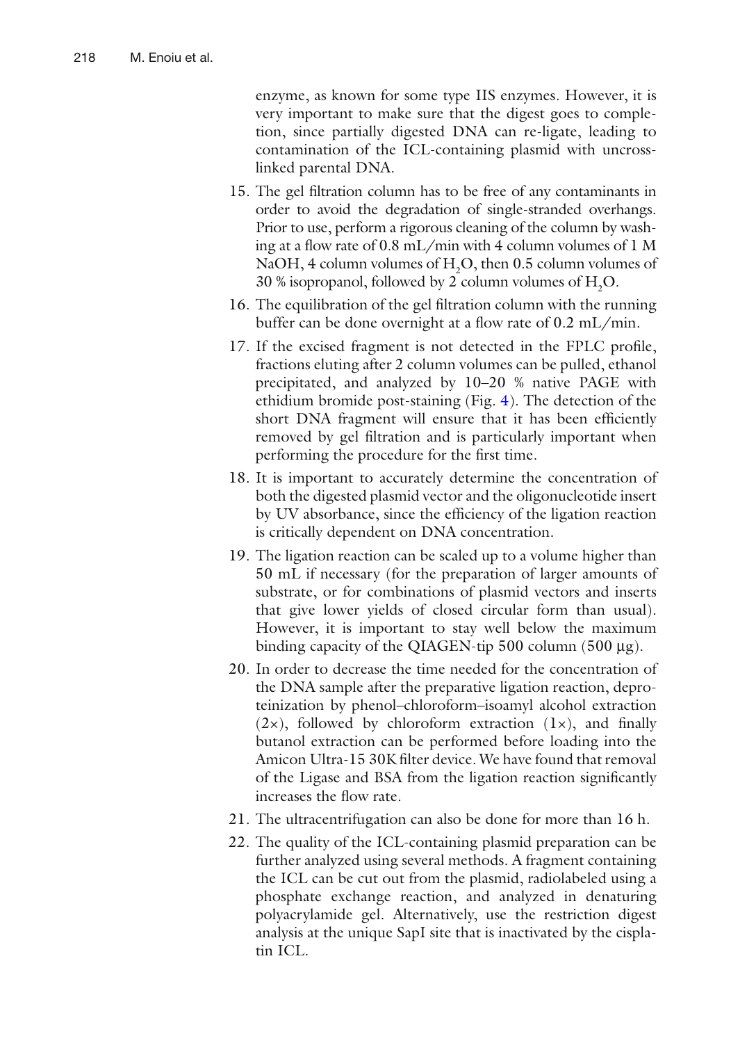enzyme, as known for some type IIS enzymes. However, it is very important to make sure that the digest goes to completion, since partially digested DNA can re-ligate, leading to contamination of the ICL-containing plasmid with uncrosslinked parental DNA.

15. The gel filtration column has to be free of any contaminants in order to avoid the degradation of single-stranded overhangs. Prior to use, perform a rigorous cleaning of the column by washing at a flow rate of 0.8 mL/min with 4 column volumes of 1 M NaOH, 4 column volumes of $H_2O$, then 0.5 column volumes of 30 % isopropanol, followed by 2 column volumes of $H_2O$.
16. The equilibration of the gel filtration column with the running buffer can be done overnight at a flow rate of 0.2 mL/min.
17. If the excised fragment is not detected in the FPLC profile, fractions eluting after 2 column volumes can be pulled, ethanol precipitated, and analyzed by 10–20 % native PAGE with ethidium bromide post-staining (Fig. 4). The detection of the short DNA fragment will ensure that it has been efficiently removed by gel filtration and is particularly important when performing the procedure for the first time.
18. It is important to accurately determine the concentration of both the digested plasmid vector and the oligonucleotide insert by UV absorbance, since the efficiency of the ligation reaction is critically dependent on DNA concentration.
19. The ligation reaction can be scaled up to a volume higher than 50 mL if necessary (for the preparation of larger amounts of substrate, or for combinations of plasmid vectors and inserts that give lower yields of closed circular form than usual). However, it is important to stay well below the maximum binding capacity of the QIAGEN-tip 500 column (500 μg).
20. In order to decrease the time needed for the concentration of the DNA sample after the preparative ligation reaction, deproteinization by phenol–chloroform–isoamyl alcohol extraction (2×), followed by chloroform extraction (1×), and finally butanol extraction can be performed before loading into the Amicon Ultra-15 30K filter device. We have found that removal of the Ligase and BSA from the ligation reaction significantly increases the flow rate.
21. The ultracentrifugation can also be done for more than 16 h.
22. The quality of the ICL-containing plasmid preparation can be further analyzed using several methods. A fragment containing the ICL can be cut out from the plasmid, radiolabeled using a phosphate exchange reaction, and analyzed in denaturing polyacrylamide gel. Alternatively, use the restriction digest analysis at the unique SapI site that is inactivated by the cisplatin ICL.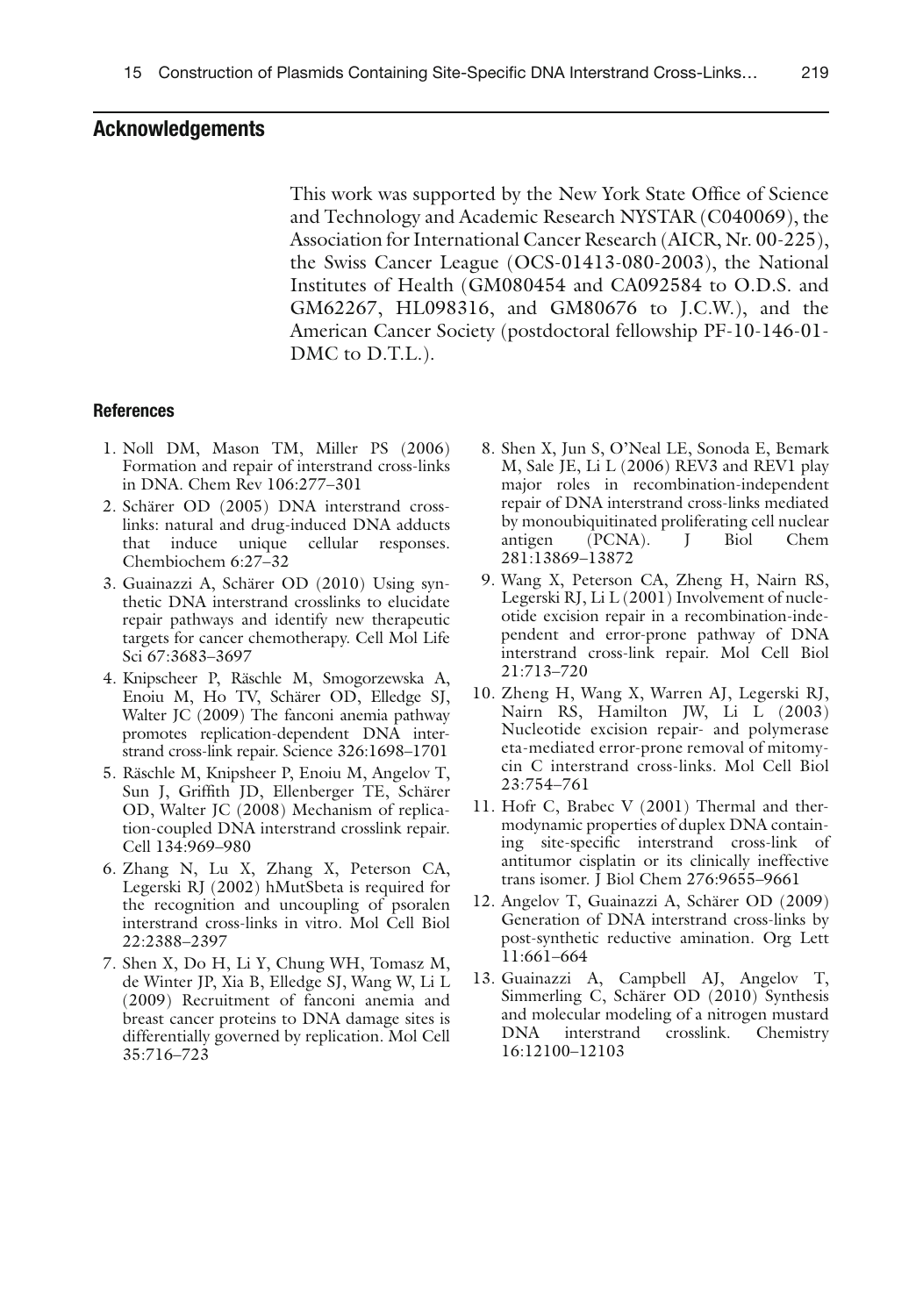## Acknowledgements

This work was supported by the New York State Office of Science and Technology and Academic Research NYSTAR (C040069), the Association for International Cancer Research (AICR, Nr. 00-225), the Swiss Cancer League (OCS-01413-080-2003), the National Institutes of Health (GM080454 and CA092584 to O.D.S. and GM62267, HL098316, and GM80676 to J.C.W.), and the American Cancer Society (postdoctoral fellowship PF-10-146-01-DMC to D.T.L.).

### References

1. Noll DM, Mason TM, Miller PS (2006) Formation and repair of interstrand cross-links in DNA. Chem Rev 106:277–301
2. Schärer OD (2005) DNA interstrand cross-links: natural and drug-induced DNA adducts that induce unique cellular responses. Chembiochem 6:27–32
3. Guainazzi A, Schärer OD (2010) Using synthetic DNA interstrand crosslinks to elucidate repair pathways and identify new therapeutic targets for cancer chemotherapy. Cell Mol Life Sci 67:3683–3697
4. Knipscheer P, Räschle M, Smogorzewska A, Enoiu M, Ho TV, Schärer OD, Elledge SJ, Walter JC (2009) The fanconi anemia pathway promotes replication-dependent DNA interstrand cross-link repair. Science 326:1698–1701
5. Räschle M, Knipsheer P, Enoiu M, Angelov T, Sun J, Griffith JD, Ellenberger TE, Schärer OD, Walter JC (2008) Mechanism of replication-coupled DNA interstrand crosslink repair. Cell 134:969–980
6. Zhang N, Lu X, Zhang X, Peterson CA, Legerski RJ (2002) hMutSbeta is required for the recognition and uncoupling of psoralen interstrand cross-links in vitro. Mol Cell Biol 22:2388–2397
7. Shen X, Do H, Li Y, Chung WH, Tomasz M, de Winter JP, Xia B, Elledge SJ, Wang W, Li L (2009) Recruitment of fanconi anemia and breast cancer proteins to DNA damage sites is differentially governed by replication. Mol Cell 35:716–723
8. Shen X, Jun S, O'Neal LE, Sonoda E, Bemark M, Sale JE, Li L (2006) REV3 and REV1 play major roles in recombination-independent repair of DNA interstrand cross-links mediated by monoubiquitinated proliferating cell nuclear antigen (PCNA). J Biol Chem 281:13869–13872
9. Wang X, Peterson CA, Zheng H, Nairn RS, Legerski RJ, Li L (2001) Involvement of nucleotide excision repair in a recombination-independent and error-prone pathway of DNA interstrand cross-link repair. Mol Cell Biol 21:713–720
10. Zheng H, Wang X, Warren AJ, Legerski RJ, Nairn RS, Hamilton JW, Li L (2003) Nucleotide excision repair- and polymerase eta-mediated error-prone removal of mitomycin C interstrand cross-links. Mol Cell Biol 23:754–761
11. Hofr C, Brabec V (2001) Thermal and thermodynamic properties of duplex DNA containing site-specific interstrand cross-link of antitumor cisplatin or its clinically ineffective trans isomer. J Biol Chem 276:9655–9661
12. Angelov T, Guainazzi A, Schärer OD (2009) Generation of DNA interstrand cross-links by post-synthetic reductive amination. Org Lett 11:661–664
13. Guainazzi A, Campbell AJ, Angelov T, Simmerling C, Schärer OD (2010) Synthesis and molecular modeling of a nitrogen mustard DNA interstrand crosslink. Chemistry 16:12100–12103